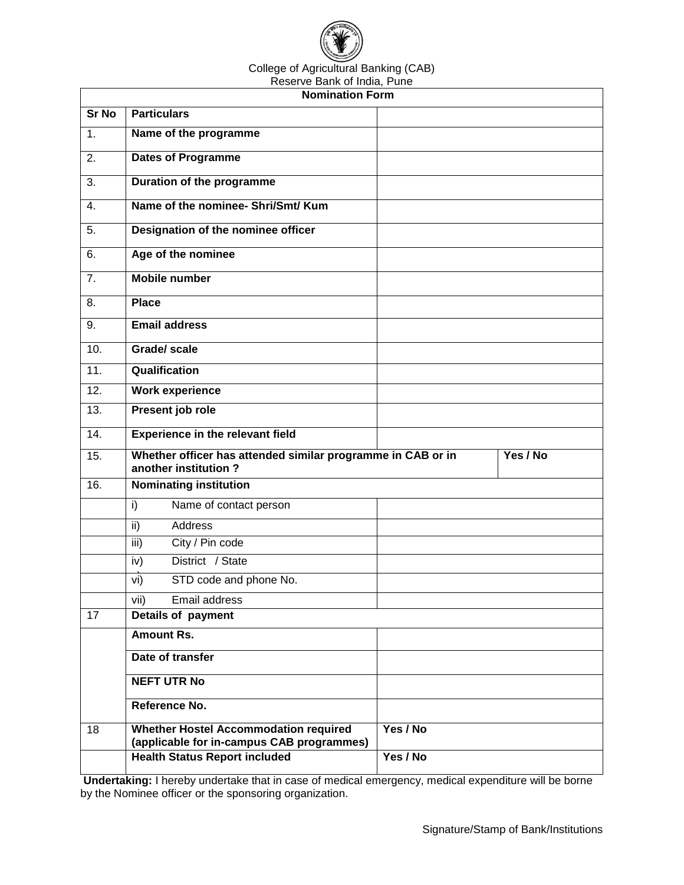College of Agricultural Banking (CAB)
Reserve Bank of India, Pune

| Nomination Form | | |
|---|---|---|
| **Sr No** | **Particulars** | |
| 1. | **Name of the programme** | |
| 2. | **Dates of Programme** | |
| 3. | **Duration of the programme** | |
| 4. | **Name of the nominee- Shri/Smt/ Kum** | |
| 5. | **Designation of the nominee officer** | |
| 6. | **Age of the nominee** | |
| 7. | **Mobile number** | |
| 8. | **Place** | |
| 9. | **Email address** | |
| 10. | **Grade/ scale** | |
| 11. | **Qualification** | |
| 12. | **Work experience** | |
| 13. | **Present job role** | |
| 14. | **Experience in the relevant field** | |
| 15. | **Whether officer has attended similar programme in CAB or in another institution ?** | **Yes / No** |
| 16. | **Nominating institution** | |
| | i) Name of contact person | |
| | ii) Address | |
| | iii) City / Pin code | |
| | iv) District / State | |
| | vi) STD code and phone No. | |
| | vii) Email address | |
| 17 | **Details of payment** | |
| | **Amount Rs.** | |
| | **Date of transfer** | |
| | **NEFT UTR No** | |
| | **Reference No.** | |
| 18 | **Whether Hostel Accommodation required (applicable for in-campus CAB programmes)** | **Yes / No** |
| | **Health Status Report included** | **Yes / No** |

**Undertaking:** I hereby undertake that in case of medical emergency, medical expenditure will be borne by the Nominee officer or the sponsoring organization.

Signature/Stamp of Bank/Institutions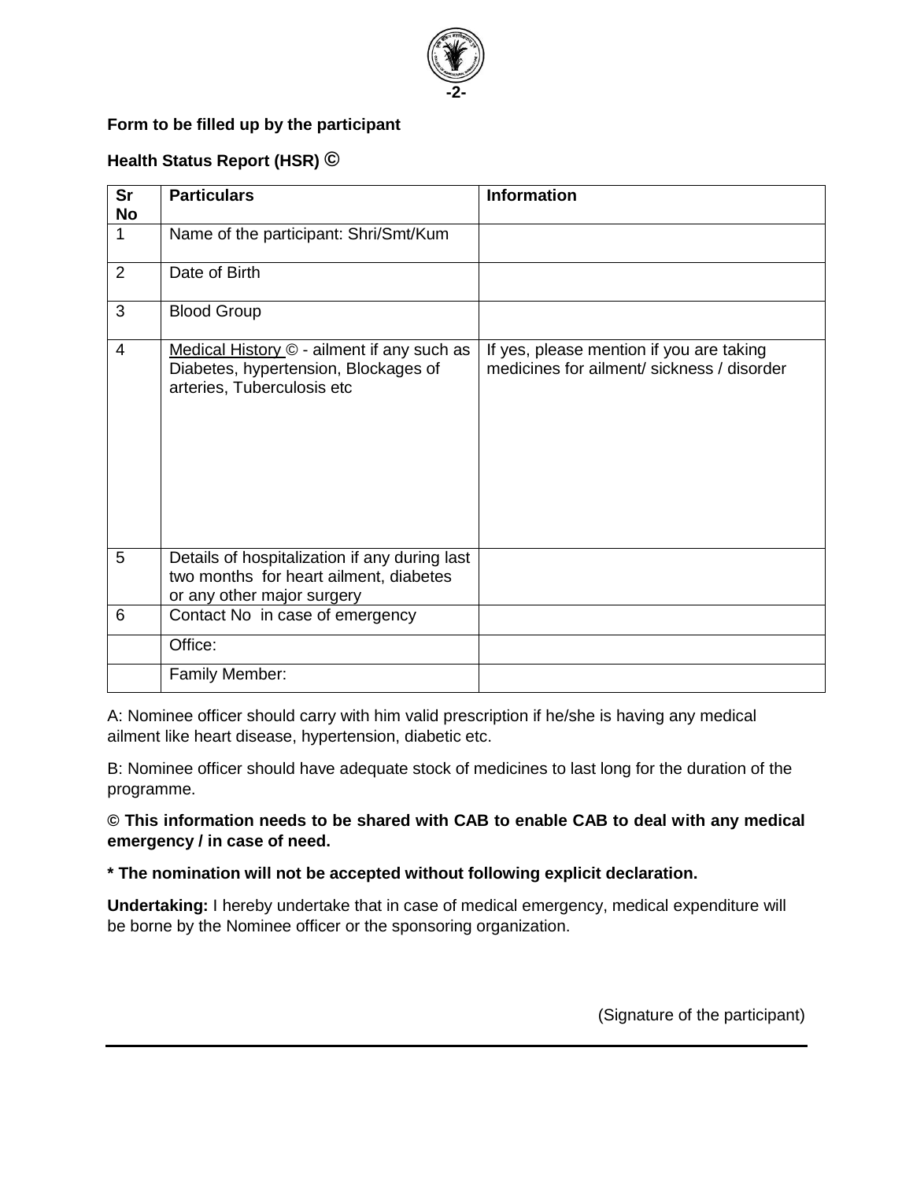**Form to be filled up by the participant**

**Health Status Report (HSR) ©**

| Sr No | Particulars | Information |
|---|---|---|
| 1 | Name of the participant: Shri/Smt/Kum | |
| 2 | Date of Birth | |
| 3 | Blood Group | |
| 4 | Medical History © - ailment if any such as Diabetes, hypertension, Blockages of arteries, Tuberculosis etc | If yes, please mention if you are taking medicines for ailment/ sickness / disorder |
| 5 | Details of hospitalization if any during last two months for heart ailment, diabetes or any other major surgery | |
| 6 | Contact No in case of emergency | |
| | Office: | |
| | Family Member: | |

A: Nominee officer should carry with him valid prescription if he/she is having any medical ailment like heart disease, hypertension, diabetic etc.

B: Nominee officer should have adequate stock of medicines to last long for the duration of the programme.

**© This information needs to be shared with CAB to enable CAB to deal with any medical emergency / in case of need.**

**\* The nomination will not be accepted without following explicit declaration.**

**Undertaking:** I hereby undertake that in case of medical emergency, medical expenditure will be borne by the Nominee officer or the sponsoring organization.

(Signature of the participant)